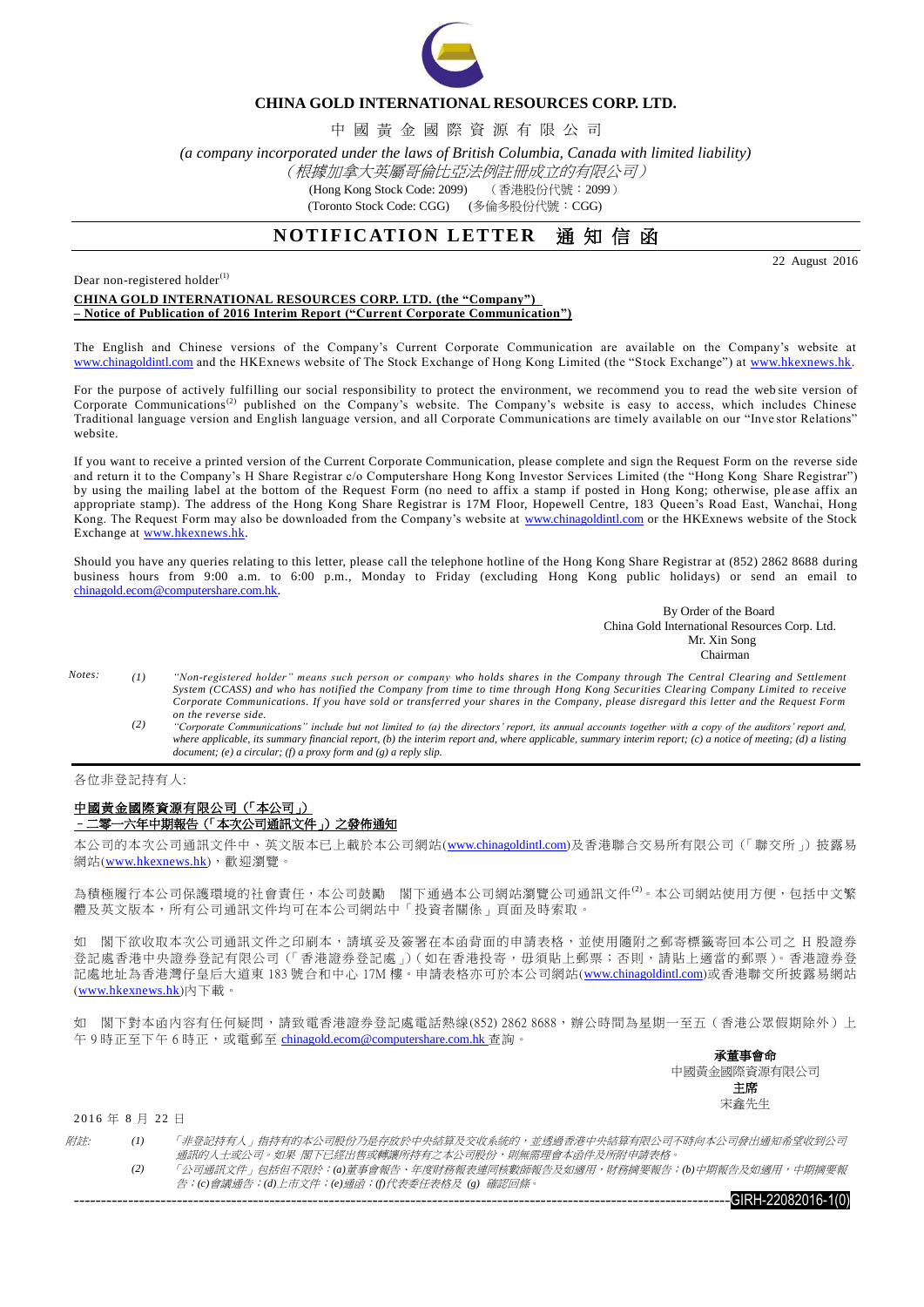**CHINA GOLD INTERNATIONAL RESOURCES CORP. LTD.**

中 國 黃 金 國 際 資 源 有 限 公 司

*(a company incorporated under the laws of British Columbia, Canada with limited liability)*

*（根據加拿大英屬哥倫比亞法例註冊成立的有限公司）*

(Hong Kong Stock Code: 2099)　（香港股份代號：2099）

(Toronto Stock Code: CGG)　(多倫多股份代號：CGG)

# NOTIFICATION LETTER　通 知 信 函

22 August 2016

Dear non-registered holder[1]

**CHINA GOLD INTERNATIONAL RESOURCES CORP. LTD. (the "Company")**
**– Notice of Publication of 2016 Interim Report ("Current Corporate Communication")**

The English and Chinese versions of the Company's Current Corporate Communication are available on the Company's website at www.chinagoldintl.com and the HKExnews website of The Stock Exchange of Hong Kong Limited (the "Stock Exchange") at www.hkexnews.hk.

For the purpose of actively fulfilling our social responsibility to protect the environment, we recommend you to read the website version of Corporate Communications[2] published on the Company's website. The Company's website is easy to access, which includes Chinese Traditional language version and English language version, and all Corporate Communications are timely available on our "Investor Relations" website.

If you want to receive a printed version of the Current Corporate Communication, please complete and sign the Request Form on the reverse side and return it to the Company's H Share Registrar c/o Computershare Hong Kong Investor Services Limited (the "Hong Kong Share Registrar") by using the mailing label at the bottom of the Request Form (no need to affix a stamp if posted in Hong Kong; otherwise, please affix an appropriate stamp). The address of the Hong Kong Share Registrar is 17M Floor, Hopewell Centre, 183 Queen's Road East, Wanchai, Hong Kong. The Request Form may also be downloaded from the Company's website at www.chinagoldintl.com or the HKExnews website of the Stock Exchange at www.hkexnews.hk.

Should you have any queries relating to this letter, please call the telephone hotline of the Hong Kong Share Registrar at (852) 2862 8688 during business hours from 9:00 a.m. to 6:00 p.m., Monday to Friday (excluding Hong Kong public holidays) or send an email to chinagold.ecom@computershare.com.hk.

By Order of the Board
China Gold International Resources Corp. Ltd.
Mr. Xin Song
Chairman

*Notes:*

*(1) "Non-registered holder" means such person or company who holds shares in the Company through The Central Clearing and Settlement System (CCASS) and who has notified the Company from time to time through Hong Kong Securities Clearing Company Limited to receive Corporate Communications. If you have sold or transferred your shares in the Company, please disregard this letter and the Request Form on the reverse side.*

*(2) "Corporate Communications" include but not limited to (a) the directors' report, its annual accounts together with a copy of the auditors' report and, where applicable, its summary financial report, (b) the interim report and, where applicable, summary interim report; (c) a notice of meeting; (d) a listing document; (e) a circular; (f) a proxy form and (g) a reply slip.*

---

各位非登記持有人:

**中國黃金國際資源有限公司（「本公司」）**
**－二零一六年中期報告（「本次公司通訊文件」）之發佈通知**

本公司的本次公司通訊文件中、英文版本已上載於本公司網站(www.chinagoldintl.com)及香港聯合交易所有限公司（「聯交所」）披露易網站(www.hkexnews.hk)，歡迎瀏覽。

為積極履行本公司保護環境的社會責任，本公司鼓勵　閣下通過本公司網站瀏覽公司通訊文件[2]。本公司網站使用方便，包括中文繁體及英文版本，所有公司通訊文件均可在本公司網站中「投資者關係」頁面及時索取。

如　閣下欲收取本次公司通訊文件之印刷本，請填妥及簽署在本函背面的申請表格，並使用隨附之郵寄標籤寄回本公司之 H 股證券登記處香港中央證券登記有限公司（「香港證券登記處」）(如在香港投寄，毋須貼上郵票；否則，請貼上適當的郵票)。香港證券登記處地址為香港灣仔皇后大道東 183 號合和中心 17M 樓。申請表格亦可於本公司網站(www.chinagoldintl.com)或香港聯交所披露易網站(www.hkexnews.hk)內下載。

如　閣下對本函內容有任何疑問，請致電香港證券登記處電話熱線(852) 2862 8688，辦公時間為星期一至五（香港公眾假期除外）上午 9 時正至下午 6 時正，或電郵至 chinagold.ecom@computershare.com.hk 查詢。

**承董事會命**
中國黃金國際資源有限公司
**主席**
宋鑫先生

2016 年 8 月 22 日

*附註:*

*(1) 「非登記持有人」指持有的本公司股份乃是存放於中央結算及交收系統的，並透過香港中央結算有限公司不時向本公司發出通知希望收到公司通訊的人士或公司。如果 閣下已經出售或轉讓所持有之本公司股份，則無需理會本函件及所附申請表格。*

*(2) 「公司通訊文件」包括但不限於：(a)董事會報告、年度財務報表連同核數師報告及如適用，財務摘要報告；(b)中期報告及如適用，中期摘要報告；(c)會議通告；(d)上市文件；(e)通函；(f)代表委任表格及 (g) 確認回條。*

GIRH-22082016-1(0)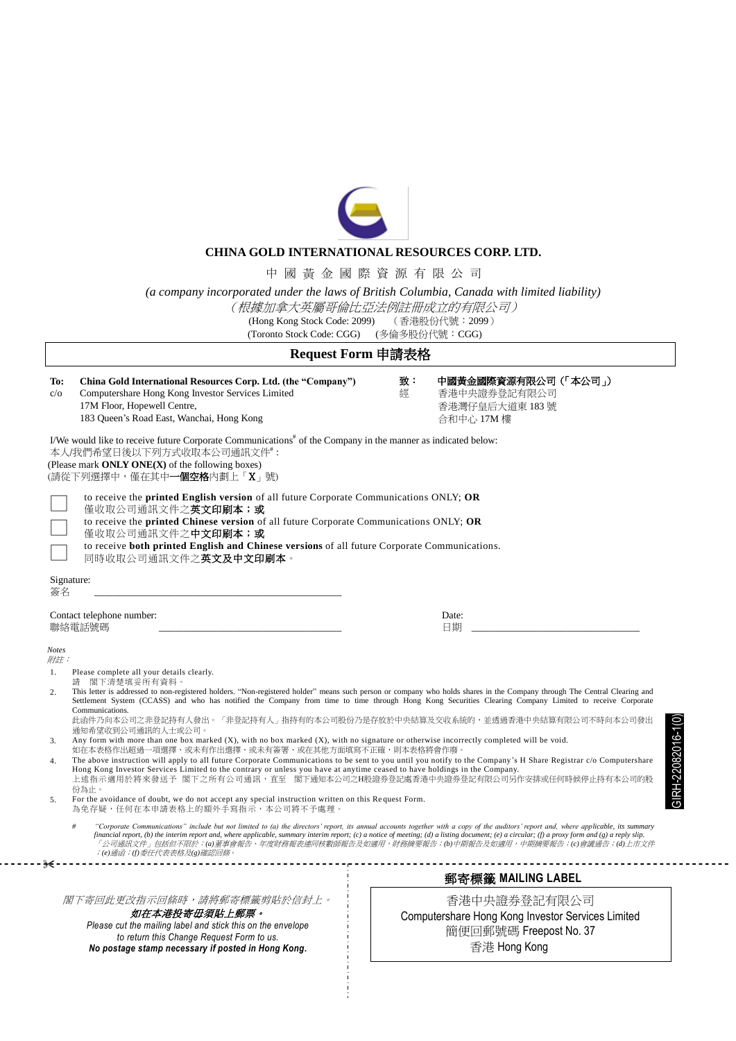**CHINA GOLD INTERNATIONAL RESOURCES CORP. LTD.**

中 國 黃 金 國 際 資 源 有 限 公 司

*(a company incorporated under the laws of British Columbia, Canada with limited liability)*

*（根據加拿大英屬哥倫比亞法例註冊成立的有限公司）*

(Hong Kong Stock Code: 2099)（香港股份代號：2099）

(Toronto Stock Code: CGG)（多倫多股份代號：CGG）

## Request Form 申請表格

**To:** **China Gold International Resources Corp. Ltd. (the "Company")**
c/o Computershare Hong Kong Investor Services Limited
17M Floor, Hopewell Centre,
183 Queen's Road East, Wanchai, Hong Kong

**致：** **中國黃金國際資源有限公司（「本公司」）**
經 香港中央證券登記有限公司
香港灣仔皇后大道東183號
合和中心17M樓

I/We would like to receive future Corporate Communications# of the Company in the manner as indicated below:
本人/我們希望日後以下列方式收取本公司通訊文件#：

(Please mark **ONLY ONE(X)** of the following boxes)
(請從下列選擇中，僅在其中**一個空格**內劃上「**X**」號)

☐ to receive the **printed English version** of all future Corporate Communications ONLY; **OR**
僅收取公司通訊文件之**英文印刷本；或**

☐ to receive the **printed Chinese version** of all future Corporate Communications ONLY; **OR**
僅收取公司通訊文件之**中文印刷本；或**

☐ to receive **both printed English and Chinese versions** of all future Corporate Communications.
同時收取公司通訊文件之**英文及中文印刷本**。

Signature:
簽名 ______________________

Contact telephone number:
聯絡電話號碼 ______________________

Date:
日期 ______________________

*Notes*
*附註：*

1. Please complete all your details clearly.
請 閣下清楚填妥所有資料。
2. This letter is addressed to non-registered holders. "Non-registered holder" means such person or company who holds shares in the Company through The Central Clearing and Settlement System (CCASS) and who has notified the Company from time to time through Hong Kong Securities Clearing Company Limited to receive Corporate Communications.
此函件乃向本公司之非登記持有人發出。「非登記持有人」指持有的本公司股份乃是存放於中央結算及交收系統的，並透過香港中央結算有限公司不時向本公司發出通知希望收到公司通訊的人士或公司。
3. Any form with more than one box marked (X), with no box marked (X), with no signature or otherwise incorrectly completed will be void.
如在本表格作出超過一項選擇、或未有作出選擇、或未有簽署、或在其他方面填寫不正確，則本表格將會作廢。
4. The above instruction will apply to all future Corporate Communications to be sent to you until you notify to the Company's H Share Registrar c/o Computershare Hong Kong Investor Services Limited to the contrary or unless you have at anytime ceased to have holdings in the Company.
上述指示適用於將來發送予 閣下之所有公司通訊，直至 閣下通知本公司之H股證券登記處香港中央證券登記有限公司另作安排或任何時候停止持有本公司的股份為止。
5. For the avoidance of doubt, we do not accept any special instruction written on this Request Form.
為免存疑，任何在本申請表格上的額外手寫指示，本公司將不予處理。

\# *"Corporate Communications" include but not limited to (a) the directors' report, its annual accounts together with a copy of the auditors' report and, where applicable, its summary financial report, (b) the interim report and, where applicable, summary interim report; (c) a notice of meeting; (d) a listing document; (e) a circular; (f) a proxy form and (g) a reply slip.*
*「公司通訊文件」包括但不限於：(a)董事會報告、年度財務報表連同核數師報告及如適用，財務摘要報告；(b)中期報告及如適用，中期摘要報告；(c)會議通告；(d)上市文件；(e)通函；(f)委任代表表格及(g)確認回條。*

GIRH-22082016-1(0)

---

*閣下寄回此更改指示回條時，請將郵寄標籤剪貼於信封上。*
***如在本港投寄毋須貼上郵票。***
*Please cut the mailing label and stick this on the envelope to return this Change Request Form to us.*
***No postage stamp necessary if posted in Hong Kong.***

**郵寄標籤 MAILING LABEL**

香港中央證券登記有限公司
Computershare Hong Kong Investor Services Limited
簡便回郵號碼 Freepost No. 37
香港 Hong Kong